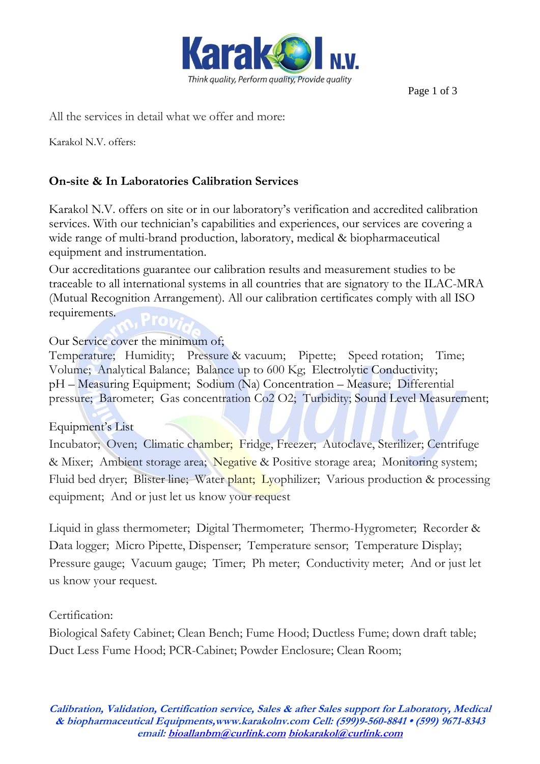All the services in detail what we offer and more:

Karakol N.V. offers:

## On-site & In Laboratories Calibration Services

Karakol N.V. offers on site or in our laboratory's verification and accredited calibration services. With our technician's capabilities and experiences, our services are covering a wide range of multi-brand production, laboratory, medical & biopharmaceutical equipment and instrumentation.

Our accreditations guarantee our calibration results and measurement studies to be traceable to all international systems in all countries that are signatory to the ILAC-MRA (Mutual Recognition Arrangement). All our calibration certificates comply with all ISO requirements.

Our Service cover the minimum of;

Temperature; Humidity; Pressure & vacuum; Pipette; Speed rotation; Time; Volume; Analytical Balance; Balance up to 600 Kg; Electrolytic Conductivity; pH – Measuring Equipment; Sodium (Na) Concentration – Measure; Differential pressure; Barometer; Gas concentration Co2 O2; Turbidity; Sound Level Measurement;

Equipment's List

Incubator; Oven; Climatic chamber; Fridge, Freezer; Autoclave, Sterilizer; Centrifuge & Mixer; Ambient storage area; Negative & Positive storage area; Monitoring system; Fluid bed dryer; Blister line; Water plant; Lyophilizer; Various production & processing equipment; And or just let us know your request

Liquid in glass thermometer; Digital Thermometer; Thermo-Hygrometer; Recorder & Data logger; Micro Pipette, Dispenser; Temperature sensor; Temperature Display; Pressure gauge; Vacuum gauge; Timer; Ph meter; Conductivity meter; And or just let us know your request.

Certification:

Biological Safety Cabinet; Clean Bench; Fume Hood; Ductless Fume; down draft table; Duct Less Fume Hood; PCR-Cabinet; Powder Enclosure; Clean Room;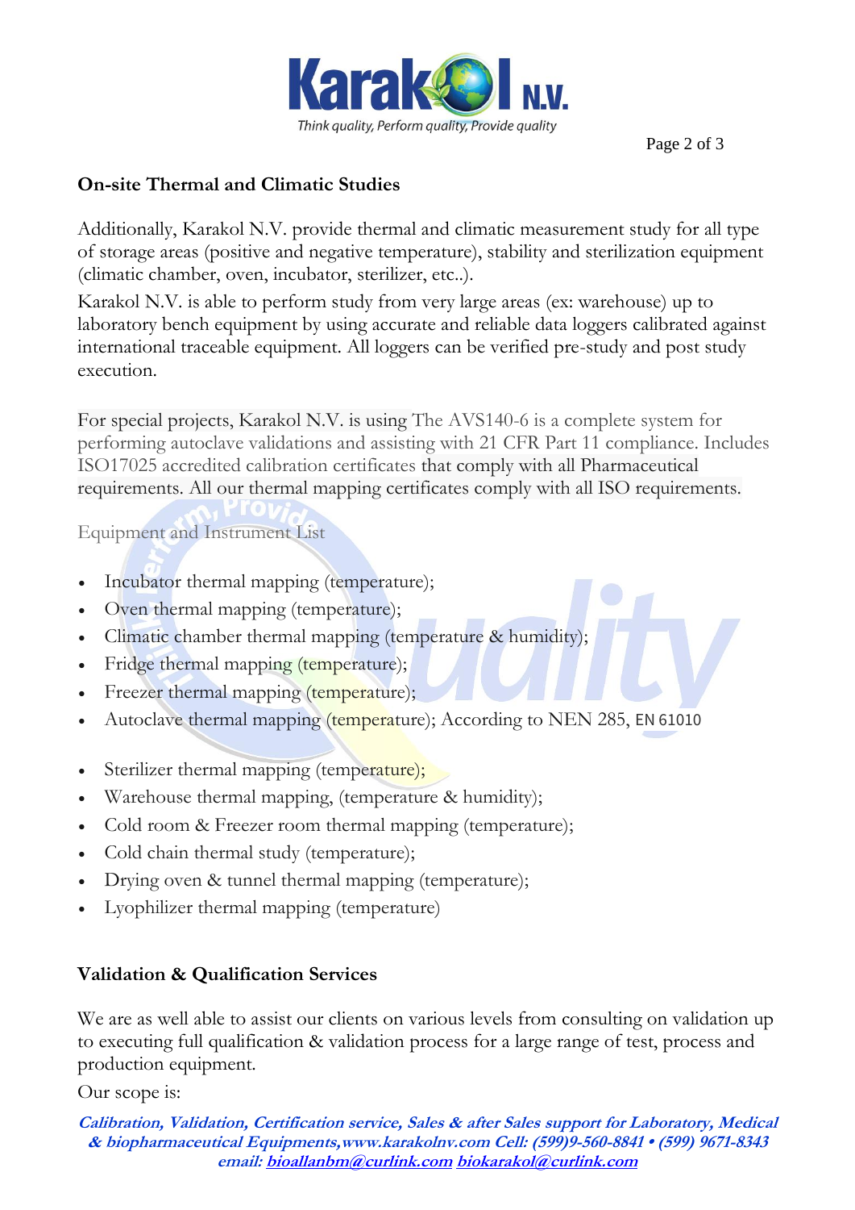## On-site Thermal and Climatic Studies

Additionally, Karakol N.V. provide thermal and climatic measurement study for all type of storage areas (positive and negative temperature), stability and sterilization equipment (climatic chamber, oven, incubator, sterilizer, etc..).

Karakol N.V. is able to perform study from very large areas (ex: warehouse) up to laboratory bench equipment by using accurate and reliable data loggers calibrated against international traceable equipment. All loggers can be verified pre-study and post study execution.

For special projects, Karakol N.V. is using The AVS140-6 is a complete system for performing autoclave validations and assisting with 21 CFR Part 11 compliance. Includes ISO17025 accredited calibration certificates that comply with all Pharmaceutical requirements. All our thermal mapping certificates comply with all ISO requirements.

Equipment and Instrument List

- Incubator thermal mapping (temperature);
- Oven thermal mapping (temperature);
- Climatic chamber thermal mapping (temperature & humidity);
- Fridge thermal mapping (temperature);
- Freezer thermal mapping (temperature);
- Autoclave thermal mapping (temperature); According to NEN 285, EN 61010
- Sterilizer thermal mapping (temperature);
- Warehouse thermal mapping, (temperature & humidity);
- Cold room & Freezer room thermal mapping (temperature);
- Cold chain thermal study (temperature);
- Drying oven & tunnel thermal mapping (temperature);
- Lyophilizer thermal mapping (temperature)

## Validation & Qualification Services

We are as well able to assist our clients on various levels from consulting on validation up to executing full qualification & validation process for a large range of test, process and production equipment.

Our scope is:

***Calibration, Validation, Certification service, Sales & after Sales support for Laboratory, Medical & biopharmaceutical Equipments,www.karakolnv.com Cell: (599)9-560-8841 • (599) 9671-8343 email: bioallanbm@curlink.com biokarakol@curlink.com***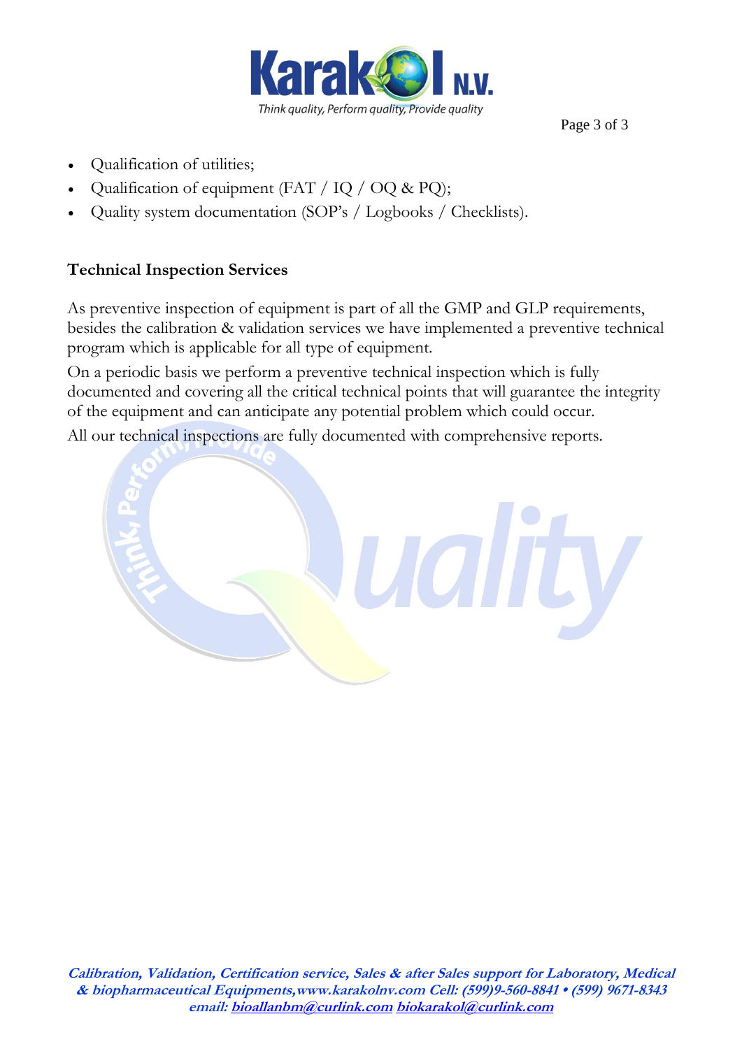- Qualification of utilities;
- Qualification of equipment (FAT / IQ / OQ & PQ);
- Quality system documentation (SOP's / Logbooks / Checklists).

**Technical Inspection Services**

As preventive inspection of equipment is part of all the GMP and GLP requirements, besides the calibration & validation services we have implemented a preventive technical program which is applicable for all type of equipment.

On a periodic basis we perform a preventive technical inspection which is fully documented and covering all the critical technical points that will guarantee the integrity of the equipment and can anticipate any potential problem which could occur.

All our technical inspections are fully documented with comprehensive reports.